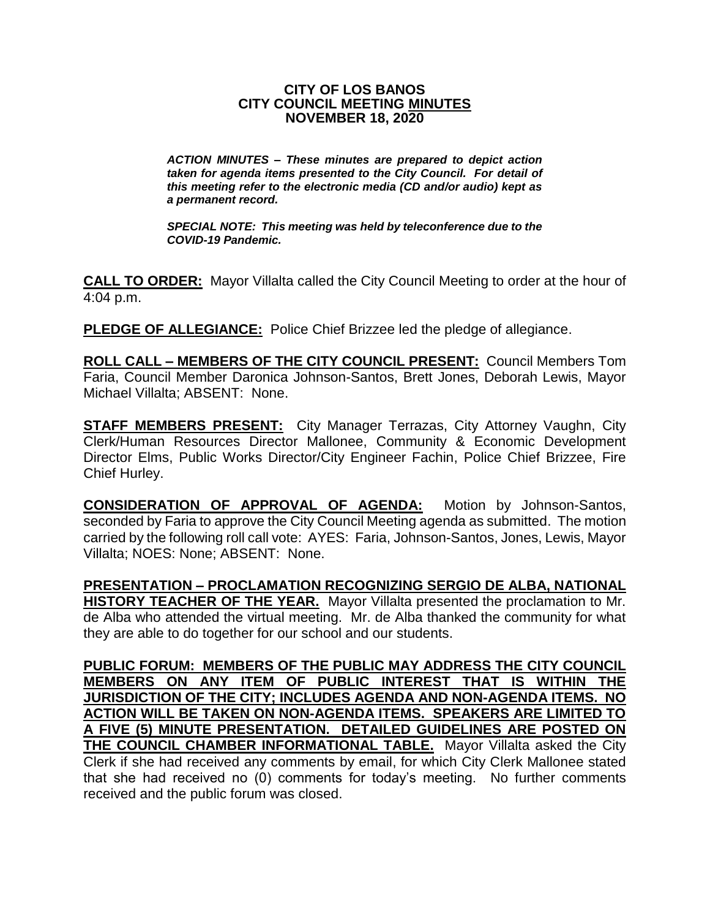**CITY OF LOS BANOS**
**CITY COUNCIL MEETING MINUTES**
**NOVEMBER 18, 2020**

***ACTION MINUTES – These minutes are prepared to depict action taken for agenda items presented to the City Council. For detail of this meeting refer to the electronic media (CD and/or audio) kept as a permanent record.***

***SPECIAL NOTE: This meeting was held by teleconference due to the COVID-19 Pandemic.***

**CALL TO ORDER:** Mayor Villalta called the City Council Meeting to order at the hour of 4:04 p.m.

**PLEDGE OF ALLEGIANCE:** Police Chief Brizzee led the pledge of allegiance.

**ROLL CALL – MEMBERS OF THE CITY COUNCIL PRESENT:** Council Members Tom Faria, Council Member Daronica Johnson-Santos, Brett Jones, Deborah Lewis, Mayor Michael Villalta; ABSENT: None.

**STAFF MEMBERS PRESENT:** City Manager Terrazas, City Attorney Vaughn, City Clerk/Human Resources Director Mallonee, Community & Economic Development Director Elms, Public Works Director/City Engineer Fachin, Police Chief Brizzee, Fire Chief Hurley.

**CONSIDERATION OF APPROVAL OF AGENDA:** Motion by Johnson-Santos, seconded by Faria to approve the City Council Meeting agenda as submitted. The motion carried by the following roll call vote: AYES: Faria, Johnson-Santos, Jones, Lewis, Mayor Villalta; NOES: None; ABSENT: None.

**PRESENTATION – PROCLAMATION RECOGNIZING SERGIO DE ALBA, NATIONAL HISTORY TEACHER OF THE YEAR.** Mayor Villalta presented the proclamation to Mr. de Alba who attended the virtual meeting. Mr. de Alba thanked the community for what they are able to do together for our school and our students.

**PUBLIC FORUM: MEMBERS OF THE PUBLIC MAY ADDRESS THE CITY COUNCIL MEMBERS ON ANY ITEM OF PUBLIC INTEREST THAT IS WITHIN THE JURISDICTION OF THE CITY; INCLUDES AGENDA AND NON-AGENDA ITEMS. NO ACTION WILL BE TAKEN ON NON-AGENDA ITEMS. SPEAKERS ARE LIMITED TO A FIVE (5) MINUTE PRESENTATION. DETAILED GUIDELINES ARE POSTED ON THE COUNCIL CHAMBER INFORMATIONAL TABLE.** Mayor Villalta asked the City Clerk if she had received any comments by email, for which City Clerk Mallonee stated that she had received no (0) comments for today's meeting. No further comments received and the public forum was closed.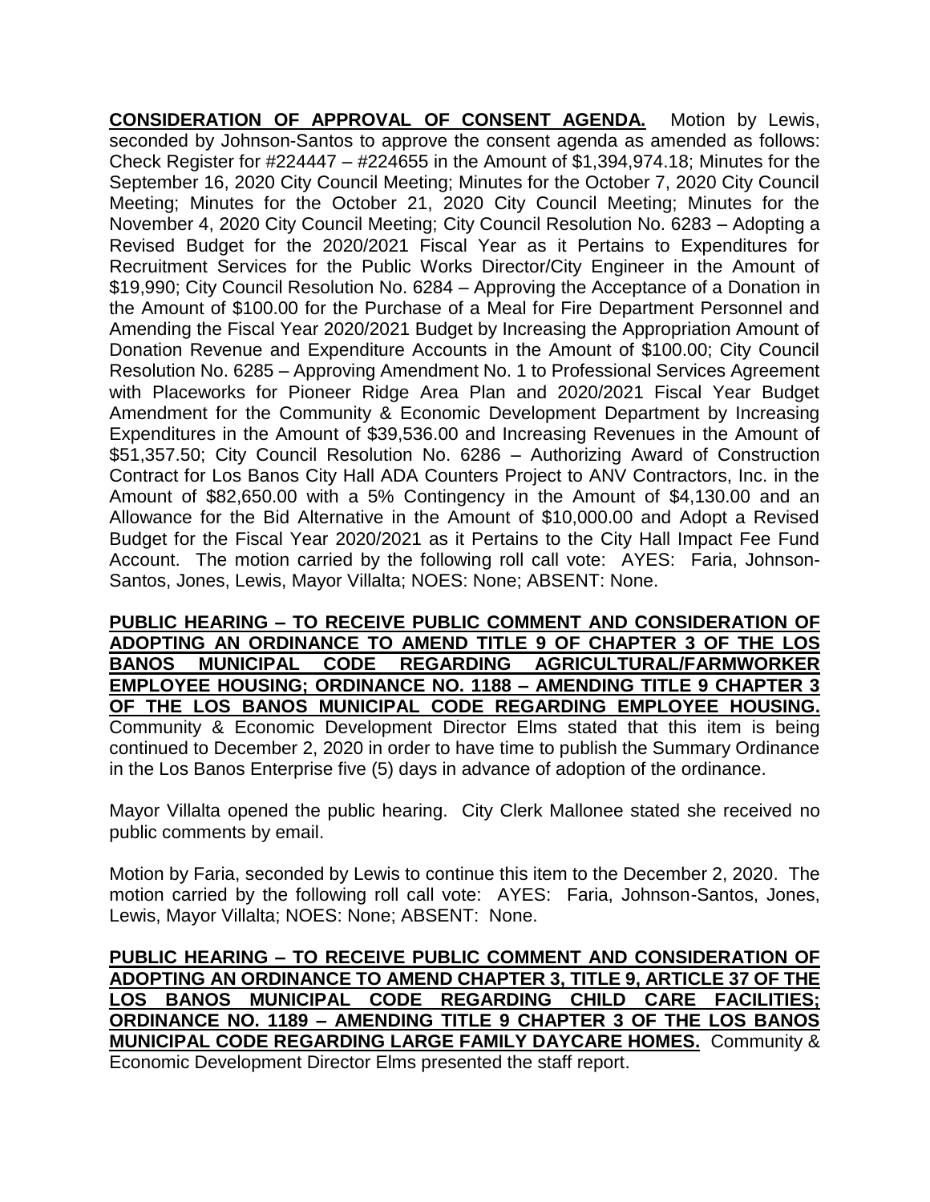**CONSIDERATION OF APPROVAL OF CONSENT AGENDA.** Motion by Lewis, seconded by Johnson-Santos to approve the consent agenda as amended as follows: Check Register for #224447 – #224655 in the Amount of $1,394,974.18; Minutes for the September 16, 2020 City Council Meeting; Minutes for the October 7, 2020 City Council Meeting; Minutes for the October 21, 2020 City Council Meeting; Minutes for the November 4, 2020 City Council Meeting; City Council Resolution No. 6283 – Adopting a Revised Budget for the 2020/2021 Fiscal Year as it Pertains to Expenditures for Recruitment Services for the Public Works Director/City Engineer in the Amount of $19,990; City Council Resolution No. 6284 – Approving the Acceptance of a Donation in the Amount of $100.00 for the Purchase of a Meal for Fire Department Personnel and Amending the Fiscal Year 2020/2021 Budget by Increasing the Appropriation Amount of Donation Revenue and Expenditure Accounts in the Amount of $100.00; City Council Resolution No. 6285 – Approving Amendment No. 1 to Professional Services Agreement with Placeworks for Pioneer Ridge Area Plan and 2020/2021 Fiscal Year Budget Amendment for the Community & Economic Development Department by Increasing Expenditures in the Amount of $39,536.00 and Increasing Revenues in the Amount of $51,357.50; City Council Resolution No. 6286 – Authorizing Award of Construction Contract for Los Banos City Hall ADA Counters Project to ANV Contractors, Inc. in the Amount of $82,650.00 with a 5% Contingency in the Amount of $4,130.00 and an Allowance for the Bid Alternative in the Amount of $10,000.00 and Adopt a Revised Budget for the Fiscal Year 2020/2021 as it Pertains to the City Hall Impact Fee Fund Account. The motion carried by the following roll call vote: AYES: Faria, Johnson-Santos, Jones, Lewis, Mayor Villalta; NOES: None; ABSENT: None.

**PUBLIC HEARING – TO RECEIVE PUBLIC COMMENT AND CONSIDERATION OF ADOPTING AN ORDINANCE TO AMEND TITLE 9 OF CHAPTER 3 OF THE LOS BANOS MUNICIPAL CODE REGARDING AGRICULTURAL/FARMWORKER EMPLOYEE HOUSING; ORDINANCE NO. 1188 – AMENDING TITLE 9 CHAPTER 3 OF THE LOS BANOS MUNICIPAL CODE REGARDING EMPLOYEE HOUSING.** Community & Economic Development Director Elms stated that this item is being continued to December 2, 2020 in order to have time to publish the Summary Ordinance in the Los Banos Enterprise five (5) days in advance of adoption of the ordinance.

Mayor Villalta opened the public hearing. City Clerk Mallonee stated she received no public comments by email.

Motion by Faria, seconded by Lewis to continue this item to the December 2, 2020. The motion carried by the following roll call vote: AYES: Faria, Johnson-Santos, Jones, Lewis, Mayor Villalta; NOES: None; ABSENT: None.

**PUBLIC HEARING – TO RECEIVE PUBLIC COMMENT AND CONSIDERATION OF ADOPTING AN ORDINANCE TO AMEND CHAPTER 3, TITLE 9, ARTICLE 37 OF THE LOS BANOS MUNICIPAL CODE REGARDING CHILD CARE FACILITIES; ORDINANCE NO. 1189 – AMENDING TITLE 9 CHAPTER 3 OF THE LOS BANOS MUNICIPAL CODE REGARDING LARGE FAMILY DAYCARE HOMES.** Community & Economic Development Director Elms presented the staff report.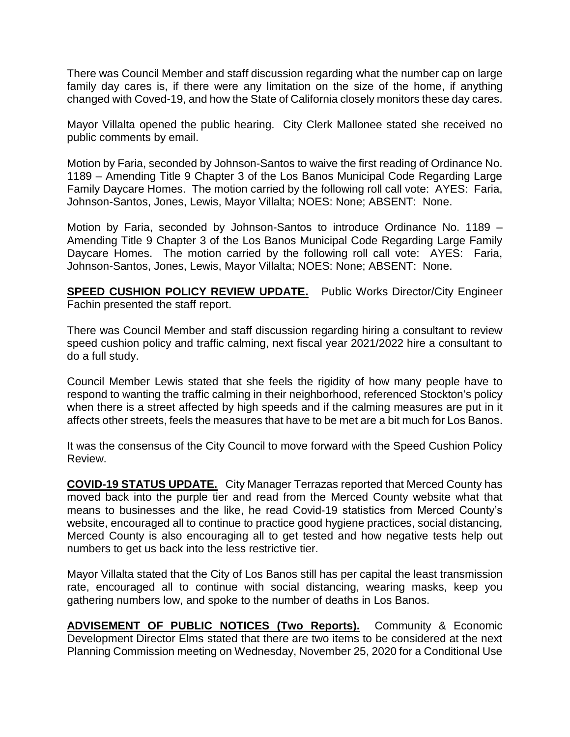There was Council Member and staff discussion regarding what the number cap on large family day cares is, if there were any limitation on the size of the home, if anything changed with Coved-19, and how the State of California closely monitors these day cares.

Mayor Villalta opened the public hearing. City Clerk Mallonee stated she received no public comments by email.

Motion by Faria, seconded by Johnson-Santos to waive the first reading of Ordinance No. 1189 – Amending Title 9 Chapter 3 of the Los Banos Municipal Code Regarding Large Family Daycare Homes. The motion carried by the following roll call vote: AYES: Faria, Johnson-Santos, Jones, Lewis, Mayor Villalta; NOES: None; ABSENT: None.

Motion by Faria, seconded by Johnson-Santos to introduce Ordinance No. 1189 – Amending Title 9 Chapter 3 of the Los Banos Municipal Code Regarding Large Family Daycare Homes. The motion carried by the following roll call vote: AYES: Faria, Johnson-Santos, Jones, Lewis, Mayor Villalta; NOES: None; ABSENT: None.

**SPEED CUSHION POLICY REVIEW UPDATE.** Public Works Director/City Engineer Fachin presented the staff report.

There was Council Member and staff discussion regarding hiring a consultant to review speed cushion policy and traffic calming, next fiscal year 2021/2022 hire a consultant to do a full study.

Council Member Lewis stated that she feels the rigidity of how many people have to respond to wanting the traffic calming in their neighborhood, referenced Stockton's policy when there is a street affected by high speeds and if the calming measures are put in it affects other streets, feels the measures that have to be met are a bit much for Los Banos.

It was the consensus of the City Council to move forward with the Speed Cushion Policy Review.

**COVID-19 STATUS UPDATE.** City Manager Terrazas reported that Merced County has moved back into the purple tier and read from the Merced County website what that means to businesses and the like, he read Covid-19 statistics from Merced County's website, encouraged all to continue to practice good hygiene practices, social distancing, Merced County is also encouraging all to get tested and how negative tests help out numbers to get us back into the less restrictive tier.

Mayor Villalta stated that the City of Los Banos still has per capital the least transmission rate, encouraged all to continue with social distancing, wearing masks, keep you gathering numbers low, and spoke to the number of deaths in Los Banos.

**ADVISEMENT OF PUBLIC NOTICES (Two Reports).** Community & Economic Development Director Elms stated that there are two items to be considered at the next Planning Commission meeting on Wednesday, November 25, 2020 for a Conditional Use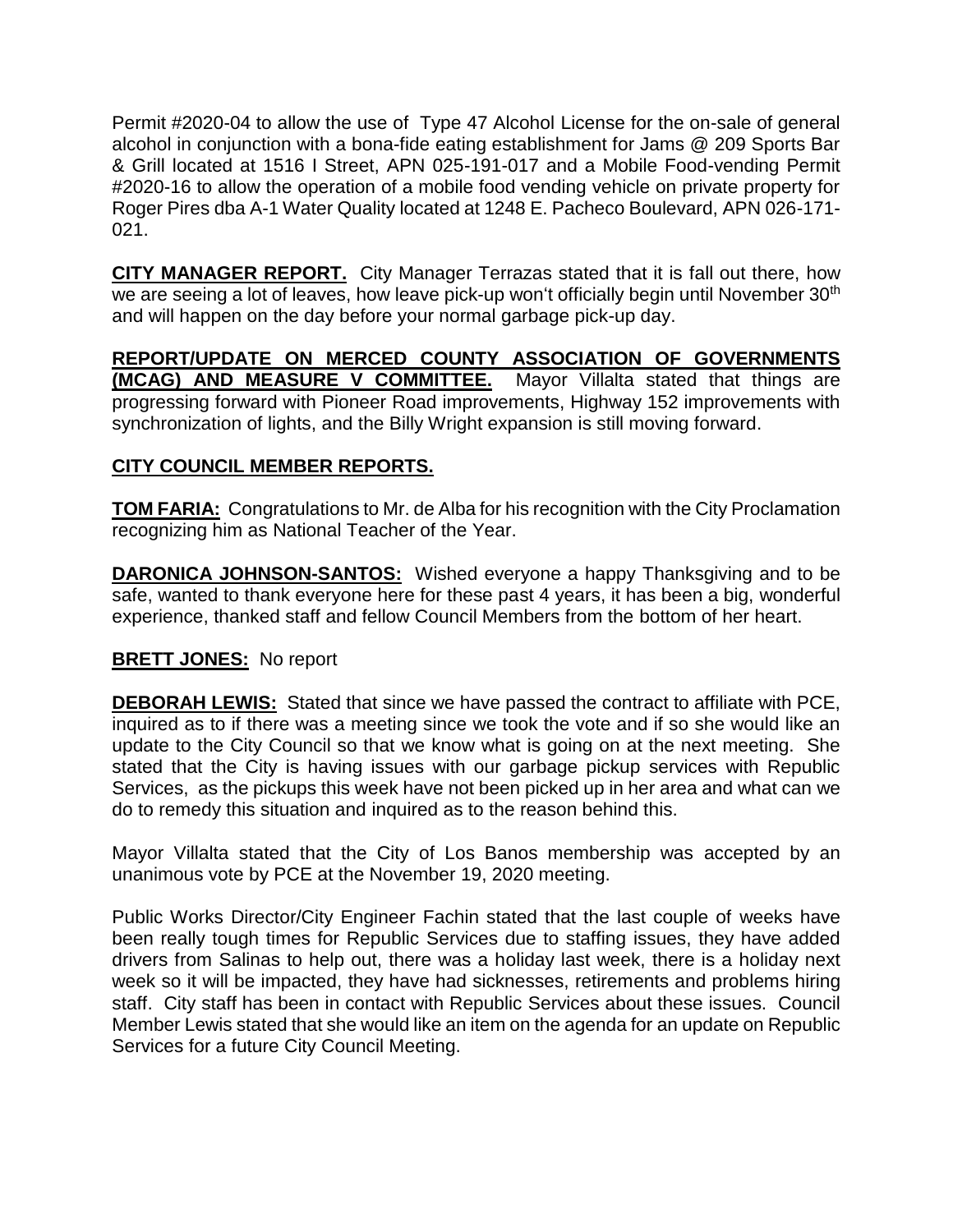Permit #2020-04 to allow the use of Type 47 Alcohol License for the on-sale of general alcohol in conjunction with a bona-fide eating establishment for Jams @ 209 Sports Bar & Grill located at 1516 I Street, APN 025-191-017 and a Mobile Food-vending Permit #2020-16 to allow the operation of a mobile food vending vehicle on private property for Roger Pires dba A-1 Water Quality located at 1248 E. Pacheco Boulevard, APN 026-171-021.

**CITY MANAGER REPORT.** City Manager Terrazas stated that it is fall out there, how we are seeing a lot of leaves, how leave pick-up won't officially begin until November 30th and will happen on the day before your normal garbage pick-up day.

**REPORT/UPDATE ON MERCED COUNTY ASSOCIATION OF GOVERNMENTS (MCAG) AND MEASURE V COMMITTEE.** Mayor Villalta stated that things are progressing forward with Pioneer Road improvements, Highway 152 improvements with synchronization of lights, and the Billy Wright expansion is still moving forward.

**CITY COUNCIL MEMBER REPORTS.**

**TOM FARIA:** Congratulations to Mr. de Alba for his recognition with the City Proclamation recognizing him as National Teacher of the Year.

**DARONICA JOHNSON-SANTOS:** Wished everyone a happy Thanksgiving and to be safe, wanted to thank everyone here for these past 4 years, it has been a big, wonderful experience, thanked staff and fellow Council Members from the bottom of her heart.

**BRETT JONES:** No report

**DEBORAH LEWIS:** Stated that since we have passed the contract to affiliate with PCE, inquired as to if there was a meeting since we took the vote and if so she would like an update to the City Council so that we know what is going on at the next meeting. She stated that the City is having issues with our garbage pickup services with Republic Services, as the pickups this week have not been picked up in her area and what can we do to remedy this situation and inquired as to the reason behind this.

Mayor Villalta stated that the City of Los Banos membership was accepted by an unanimous vote by PCE at the November 19, 2020 meeting.

Public Works Director/City Engineer Fachin stated that the last couple of weeks have been really tough times for Republic Services due to staffing issues, they have added drivers from Salinas to help out, there was a holiday last week, there is a holiday next week so it will be impacted, they have had sicknesses, retirements and problems hiring staff. City staff has been in contact with Republic Services about these issues. Council Member Lewis stated that she would like an item on the agenda for an update on Republic Services for a future City Council Meeting.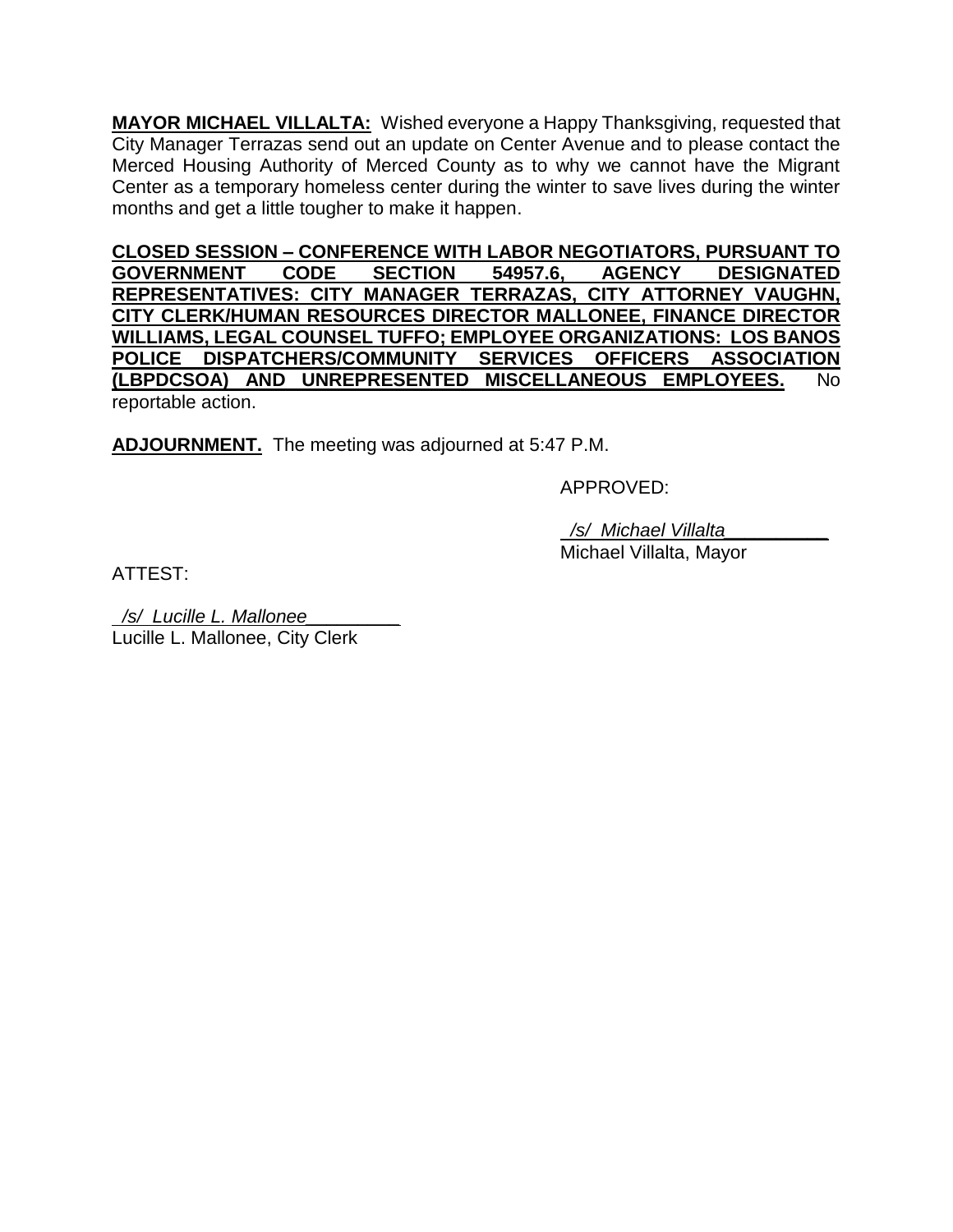**MAYOR MICHAEL VILLALTA:** Wished everyone a Happy Thanksgiving, requested that City Manager Terrazas send out an update on Center Avenue and to please contact the Merced Housing Authority of Merced County as to why we cannot have the Migrant Center as a temporary homeless center during the winter to save lives during the winter months and get a little tougher to make it happen.

**CLOSED SESSION – CONFERENCE WITH LABOR NEGOTIATORS, PURSUANT TO GOVERNMENT CODE SECTION 54957.6, AGENCY DESIGNATED REPRESENTATIVES: CITY MANAGER TERRAZAS, CITY ATTORNEY VAUGHN, CITY CLERK/HUMAN RESOURCES DIRECTOR MALLONEE, FINANCE DIRECTOR WILLIAMS, LEGAL COUNSEL TUFFO; EMPLOYEE ORGANIZATIONS: LOS BANOS POLICE DISPATCHERS/COMMUNITY SERVICES OFFICERS ASSOCIATION (LBPDCSOA) AND UNREPRESENTED MISCELLANEOUS EMPLOYEES.** No reportable action.

**ADJOURNMENT.** The meeting was adjourned at 5:47 P.M.

APPROVED:

*/s/ Michael Villalta*
Michael Villalta, Mayor

ATTEST:

*/s/ Lucille L. Mallonee*
Lucille L. Mallonee, City Clerk